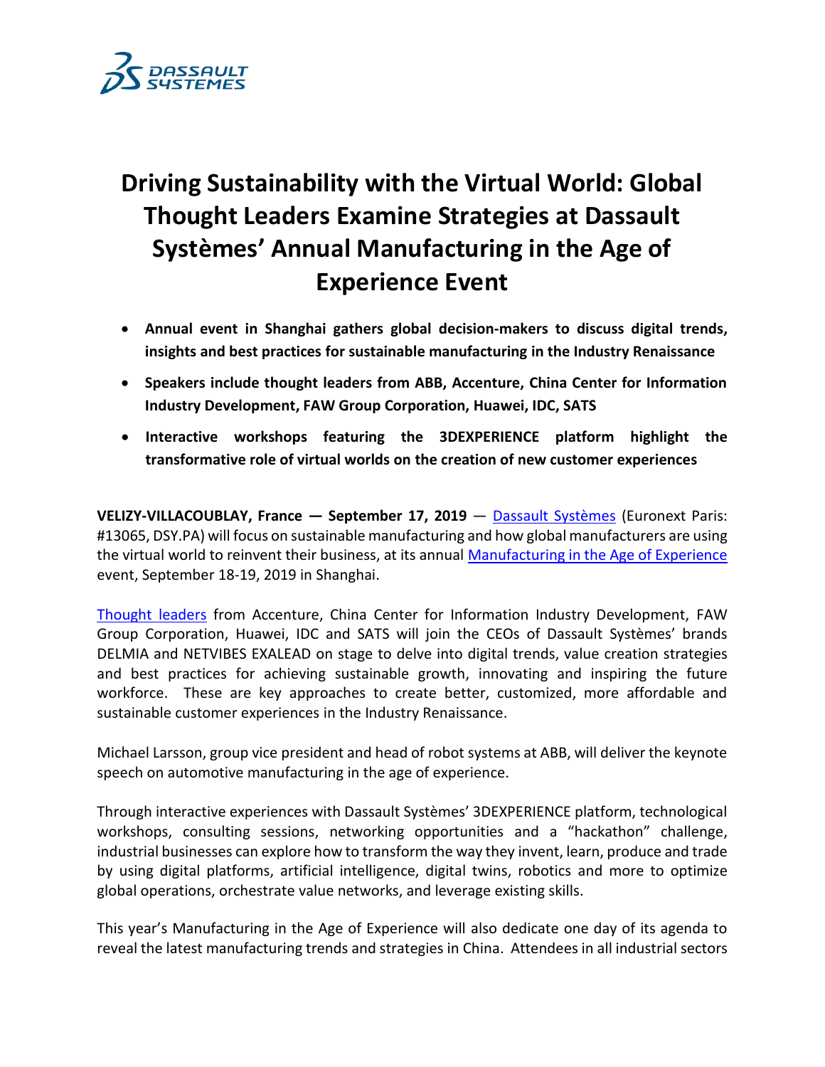# Driving Sustainability with the Virtual World: Global Thought Leaders Examine Strategies at Dassault Systèmes' Annual Manufacturing in the Age of Experience Event

- **Annual event in Shanghai gathers global decision-makers to discuss digital trends, insights and best practices for sustainable manufacturing in the Industry Renaissance**
- **Speakers include thought leaders from ABB, Accenture, China Center for Information Industry Development, FAW Group Corporation, Huawei, IDC, SATS**
- **Interactive workshops featuring the 3DEXPERIENCE platform highlight the transformative role of virtual worlds on the creation of new customer experiences**

**VELIZY-VILLACOUBLAY, France — September 17, 2019** — Dassault Systèmes (Euronext Paris: #13065, DSY.PA) will focus on sustainable manufacturing and how global manufacturers are using the virtual world to reinvent their business, at its annual Manufacturing in the Age of Experience event, September 18-19, 2019 in Shanghai.

Thought leaders from Accenture, China Center for Information Industry Development, FAW Group Corporation, Huawei, IDC and SATS will join the CEOs of Dassault Systèmes' brands DELMIA and NETVIBES EXALEAD on stage to delve into digital trends, value creation strategies and best practices for achieving sustainable growth, innovating and inspiring the future workforce. These are key approaches to create better, customized, more affordable and sustainable customer experiences in the Industry Renaissance.

Michael Larsson, group vice president and head of robot systems at ABB, will deliver the keynote speech on automotive manufacturing in the age of experience.

Through interactive experiences with Dassault Systèmes' 3DEXPERIENCE platform, technological workshops, consulting sessions, networking opportunities and a "hackathon" challenge, industrial businesses can explore how to transform the way they invent, learn, produce and trade by using digital platforms, artificial intelligence, digital twins, robotics and more to optimize global operations, orchestrate value networks, and leverage existing skills.

This year's Manufacturing in the Age of Experience will also dedicate one day of its agenda to reveal the latest manufacturing trends and strategies in China. Attendees in all industrial sectors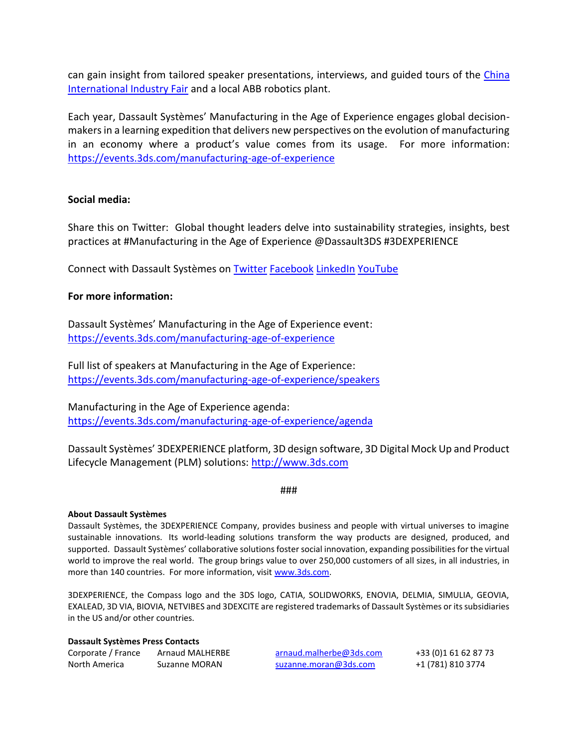can gain insight from tailored speaker presentations, interviews, and guided tours of the [China International Industry Fair]() and a local ABB robotics plant.

Each year, Dassault Systèmes' Manufacturing in the Age of Experience engages global decision-makers in a learning expedition that delivers new perspectives on the evolution of manufacturing in an economy where a product's value comes from its usage. For more information: https://events.3ds.com/manufacturing-age-of-experience

**Social media:**

Share this on Twitter: Global thought leaders delve into sustainability strategies, insights, best practices at #Manufacturing in the Age of Experience @Dassault3DS #3DEXPERIENCE

Connect with Dassault Systèmes on Twitter Facebook LinkedIn YouTube

**For more information:**

Dassault Systèmes' Manufacturing in the Age of Experience event:
https://events.3ds.com/manufacturing-age-of-experience

Full list of speakers at Manufacturing in the Age of Experience:
https://events.3ds.com/manufacturing-age-of-experience/speakers

Manufacturing in the Age of Experience agenda:
https://events.3ds.com/manufacturing-age-of-experience/agenda

Dassault Systèmes' 3DEXPERIENCE platform, 3D design software, 3D Digital Mock Up and Product Lifecycle Management (PLM) solutions: http://www.3ds.com

###

**About Dassault Systèmes**
Dassault Systèmes, the 3DEXPERIENCE Company, provides business and people with virtual universes to imagine sustainable innovations. Its world-leading solutions transform the way products are designed, produced, and supported. Dassault Systèmes' collaborative solutions foster social innovation, expanding possibilities for the virtual world to improve the real world. The group brings value to over 250,000 customers of all sizes, in all industries, in more than 140 countries. For more information, visit www.3ds.com.

3DEXPERIENCE, the Compass logo and the 3DS logo, CATIA, SOLIDWORKS, ENOVIA, DELMIA, SIMULIA, GEOVIA, EXALEAD, 3D VIA, BIOVIA, NETVIBES and 3DEXCITE are registered trademarks of Dassault Systèmes or its subsidiaries in the US and/or other countries.

**Dassault Systèmes Press Contacts**

| | | | |
|---|---|---|---|
| Corporate / France | Arnaud MALHERBE | arnaud.malherbe@3ds.com | +33 (0)1 61 62 87 73 |
| North America | Suzanne MORAN | suzanne.moran@3ds.com | +1 (781) 810 3774 |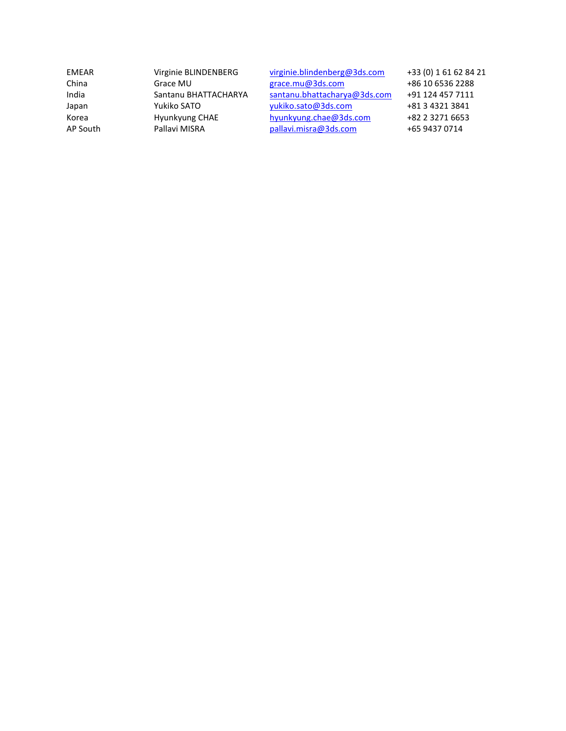| | | | |
|---|---|---|---|
| EMEAR | Virginie BLINDENBERG | virginie.blindenberg@3ds.com | +33 (0) 1 61 62 84 21 |
| China | Grace MU | grace.mu@3ds.com | +86 10 6536 2288 |
| India | Santanu BHATTACHARYA | santanu.bhattacharya@3ds.com | +91 124 457 7111 |
| Japan | Yukiko SATO | yukiko.sato@3ds.com | +81 3 4321 3841 |
| Korea | Hyunkyung CHAE | hyunkyung.chae@3ds.com | +82 2 3271 6653 |
| AP South | Pallavi MISRA | pallavi.misra@3ds.com | +65 9437 0714 |